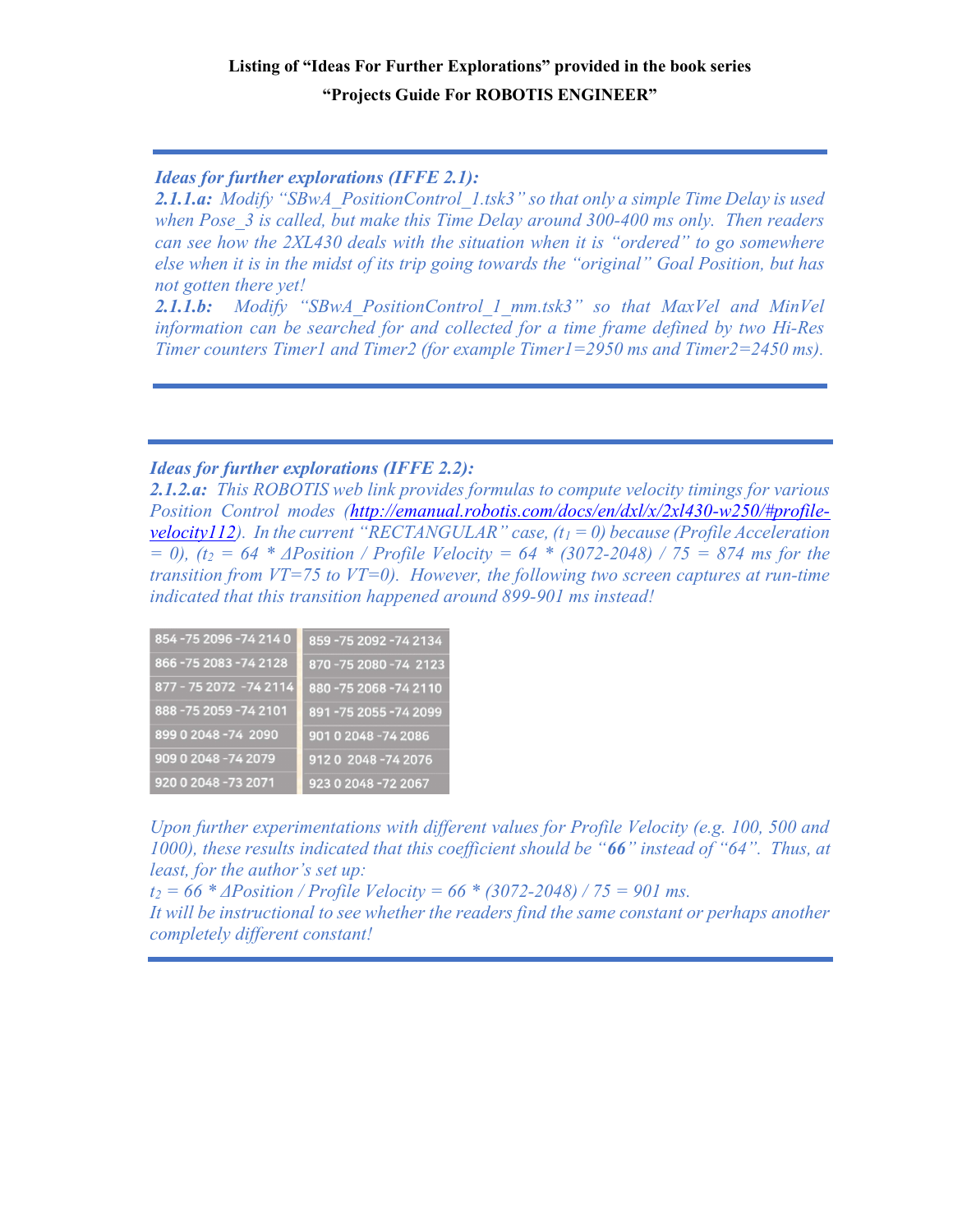**Listing of "Ideas For Further Explorations" provided in the book series**

**"Projects Guide For ROBOTIS ENGINEER"**

---

***Ideas for further explorations (IFFE 2.1):***

***2.1.1.a:*** *Modify "SBwA_PositionControl_1.tsk3" so that only a simple Time Delay is used when Pose_3 is called, but make this Time Delay around 300-400 ms only. Then readers can see how the 2XL430 deals with the situation when it is "ordered" to go somewhere else when it is in the midst of its trip going towards the "original" Goal Position, but has not gotten there yet!*

***2.1.1.b:*** *Modify "SBwA_PositionControl_1_mm.tsk3" so that MaxVel and MinVel information can be searched for and collected for a time frame defined by two Hi-Res Timer counters Timer1 and Timer2 (for example Timer1=2950 ms and Timer2=2450 ms).*

---

***Ideas for further explorations (IFFE 2.2):***

***2.1.2.a:*** *This ROBOTIS web link provides formulas to compute velocity timings for various Position Control modes ([http://emanual.robotis.com/docs/en/dxl/x/2xl430-w250/#profile-velocity112](http://emanual.robotis.com/docs/en/dxl/x/2xl430-w250/#profile-velocity112)). In the current "RECTANGULAR" case, ($t_1 = 0$) because (Profile Acceleration = 0), ($t_2$ = 64 \* ΔPosition / Profile Velocity = 64 \* (3072-2048) / 75 = 874 ms for the transition from VT=75 to VT=0). However, the following two screen captures at run-time indicated that this transition happened around 899-901 ms instead!*

| | |
|---|---|
| 854 -75 2096 -74 214 0 | 859 -75 2092 -74 2134 |
| 866 -75 2083 -74 2128 | 870 -75 2080 -74 2123 |
| 877 - 75 2072 -74 2114 | 880 -75 2068 -74 2110 |
| 888 -75 2059 -74 2101 | 891 -75 2055 -74 2099 |
| 899 0 2048 -74 2090 | 901 0 2048 -74 2086 |
| 909 0 2048 -74 2079 | 912 0 2048 -74 2076 |
| 920 0 2048 -73 2071 | 923 0 2048 -72 2067 |

*Upon further experimentations with different values for Profile Velocity (e.g. 100, 500 and 1000), these results indicated that this coefficient should be "**66**" instead of "64". Thus, at least, for the author's set up:*

*$t_2$ = 66 \* ΔPosition / Profile Velocity = 66 \* (3072-2048) / 75 = 901 ms.*

*It will be instructional to see whether the readers find the same constant or perhaps another completely different constant!*

---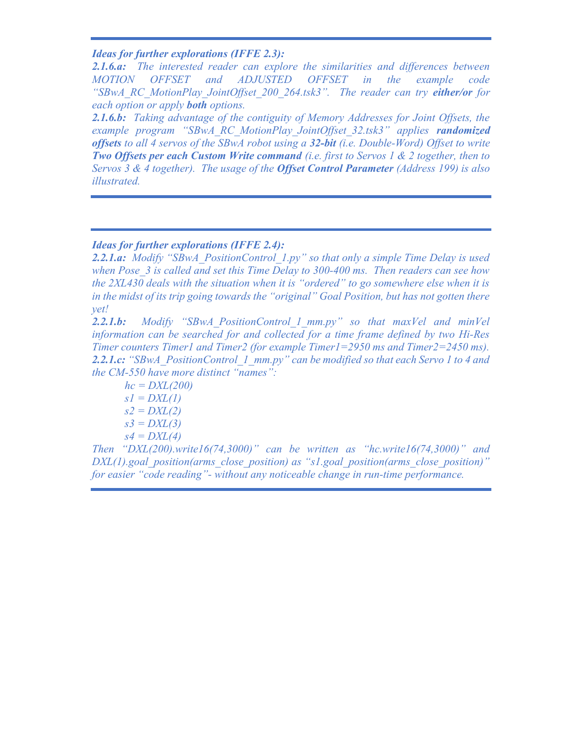---

***Ideas for further explorations (IFFE 2.3):***

***2.1.6.a:*** *The interested reader can explore the similarities and differences between MOTION OFFSET and ADJUSTED OFFSET in the example code "SBwA_RC_MotionPlay_JointOffset_200_264.tsk3". The reader can try* ***either/or*** *for each option or apply* ***both*** *options.*

***2.1.6.b:*** *Taking advantage of the contiguity of Memory Addresses for Joint Offsets, the example program "SBwA_RC_MotionPlay_JointOffset_32.tsk3" applies* ***randomized offsets*** *to all 4 servos of the SBwA robot using a* ***32-bit*** *(i.e. Double-Word) Offset to write* ***Two Offsets per each Custom Write command*** *(i.e. first to Servos 1 & 2 together, then to Servos 3 & 4 together). The usage of the* ***Offset Control Parameter*** *(Address 199) is also illustrated.*

---

---

***Ideas for further explorations (IFFE 2.4):***

***2.2.1.a:*** *Modify "SBwA_PositionControl_1.py" so that only a simple Time Delay is used when Pose_3 is called and set this Time Delay to 300-400 ms. Then readers can see how the 2XL430 deals with the situation when it is "ordered" to go somewhere else when it is in the midst of its trip going towards the "original" Goal Position, but has not gotten there yet!*

***2.2.1.b:*** *Modify "SBwA_PositionControl_1_mm.py" so that maxVel and minVel information can be searched for and collected for a time frame defined by two Hi-Res Timer counters Timer1 and Timer2 (for example Timer1=2950 ms and Timer2=2450 ms).*

***2.2.1.c:*** *"SBwA_PositionControl_1_mm.py" can be modified so that each Servo 1 to 4 and the CM-550 have more distinct "names":*

```
hc = DXL(200)
s1 = DXL(1)
s2 = DXL(2)
s3 = DXL(3)
s4 = DXL(4)
```

*Then "DXL(200).write16(74,3000)" can be written as "hc.write16(74,3000)" and DXL(1).goal_position(arms_close_position) as "s1.goal_position(arms_close_position)" for easier "code reading"- without any noticeable change in run-time performance.*

---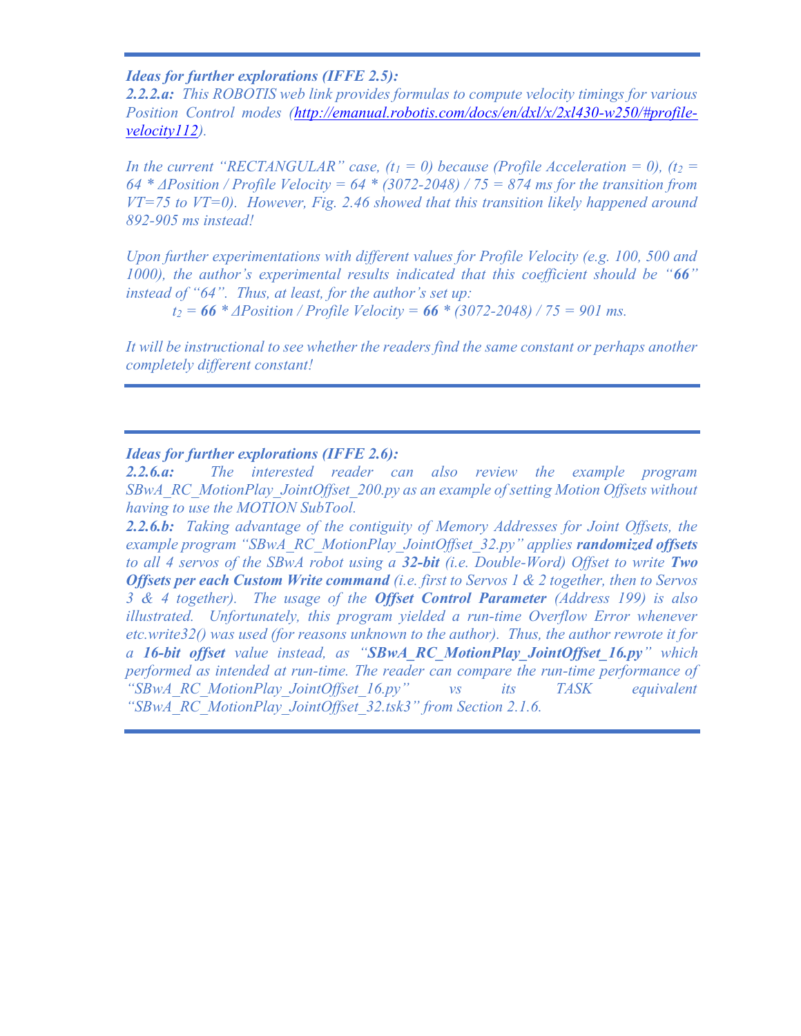***Ideas for further explorations (IFFE 2.5):***

***2.2.2.a:*** *This ROBOTIS web link provides formulas to compute velocity timings for various Position Control modes ([http://emanual.robotis.com/docs/en/dxl/x/2xl430-w250/#profile-velocity112](http://emanual.robotis.com/docs/en/dxl/x/2xl430-w250/#profile-velocity112)).*

*In the current "RECTANGULAR" case, ($t_1 = 0$) because (Profile Acceleration = 0), ($t_2 = 64 * \Delta Position / Profile\ Velocity = 64 * (3072-2048) / 75 = 874$ ms for the transition from VT=75 to VT=0). However, Fig. 2.46 showed that this transition likely happened around 892-905 ms instead!*

*Upon further experimentations with different values for Profile Velocity (e.g. 100, 500 and 1000), the author's experimental results indicated that this coefficient should be "**66**" instead of "64". Thus, at least, for the author's set up:*

$$t_2 = \mathbf{66} * \Delta Position / Profile\ Velocity = \mathbf{66} * (3072-2048) / 75 = 901 \text{ ms.}$$

*It will be instructional to see whether the readers find the same constant or perhaps another completely different constant!*

---

***Ideas for further explorations (IFFE 2.6):***

***2.2.6.a:*** *The interested reader can also review the example program SBwA_RC_MotionPlay_JointOffset_200.py as an example of setting Motion Offsets without having to use the MOTION SubTool.*

***2.2.6.b:*** *Taking advantage of the contiguity of Memory Addresses for Joint Offsets, the example program "SBwA_RC_MotionPlay_JointOffset_32.py" applies **randomized offsets** to all 4 servos of the SBwA robot using a **32-bit** (i.e. Double-Word) Offset to write **Two Offsets per each Custom Write command** (i.e. first to Servos 1 & 2 together, then to Servos 3 & 4 together). The usage of the **Offset Control Parameter** (Address 199) is also illustrated. Unfortunately, this program yielded a run-time Overflow Error whenever etc.write32() was used (for reasons unknown to the author). Thus, the author rewrote it for a **16-bit offset** value instead, as "**SBwA_RC_MotionPlay_JointOffset_16.py**" which performed as intended at run-time. The reader can compare the run-time performance of "SBwA_RC_MotionPlay_JointOffset_16.py" vs its TASK equivalent "SBwA_RC_MotionPlay_JointOffset_32.tsk3" from Section 2.1.6.*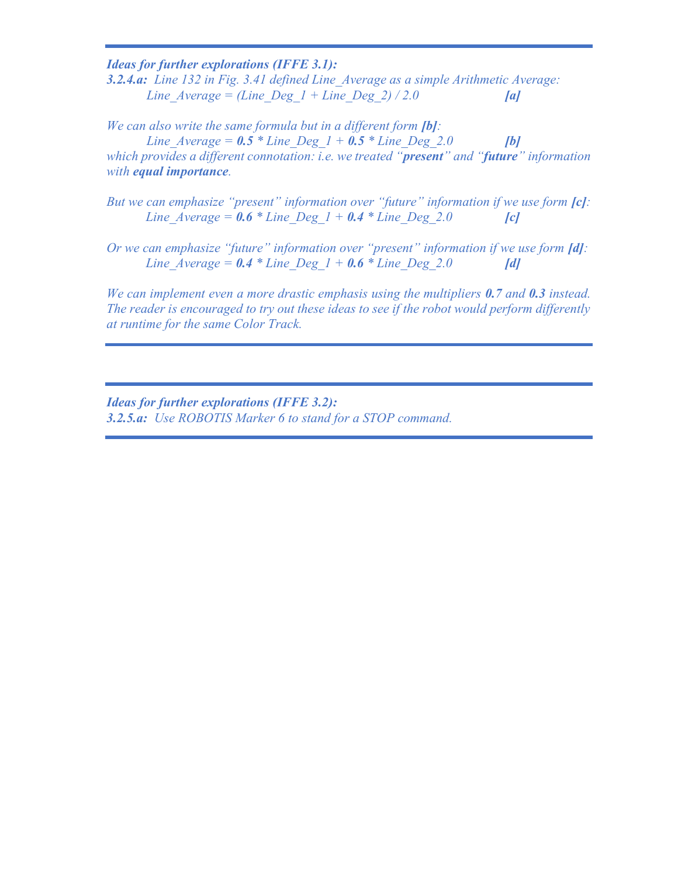***Ideas for further explorations (IFFE 3.1):***

***3.2.4.a:*** *Line 132 in Fig. 3.41 defined Line_Average as a simple Arithmetic Average:*

*Line_Average = (Line_Deg_1 + Line_Deg_2) / 2.0* ***[a]***

*We can also write the same formula but in a different form* ***[b]****:*

*Line_Average =* ***0.5*** *\* Line_Deg_1 +* ***0.5*** *\* Line_Deg_2.0* ***[b]***

*which provides a different connotation: i.e. we treated "****present****" and "****future****" information with* ***equal importance****.*

*But we can emphasize "present" information over "future" information if we use form* ***[c]****:*

*Line_Average =* ***0.6*** *\* Line_Deg_1 +* ***0.4*** *\* Line_Deg_2.0* ***[c]***

*Or we can emphasize "future" information over "present" information if we use form* ***[d]****:*

*Line_Average =* ***0.4*** *\* Line_Deg_1 +* ***0.6*** *\* Line_Deg_2.0* ***[d]***

*We can implement even a more drastic emphasis using the multipliers* ***0.7*** *and* ***0.3*** *instead. The reader is encouraged to try out these ideas to see if the robot would perform differently at runtime for the same Color Track.*

---

***Ideas for further explorations (IFFE 3.2):***

***3.2.5.a:*** *Use ROBOTIS Marker 6 to stand for a STOP command.*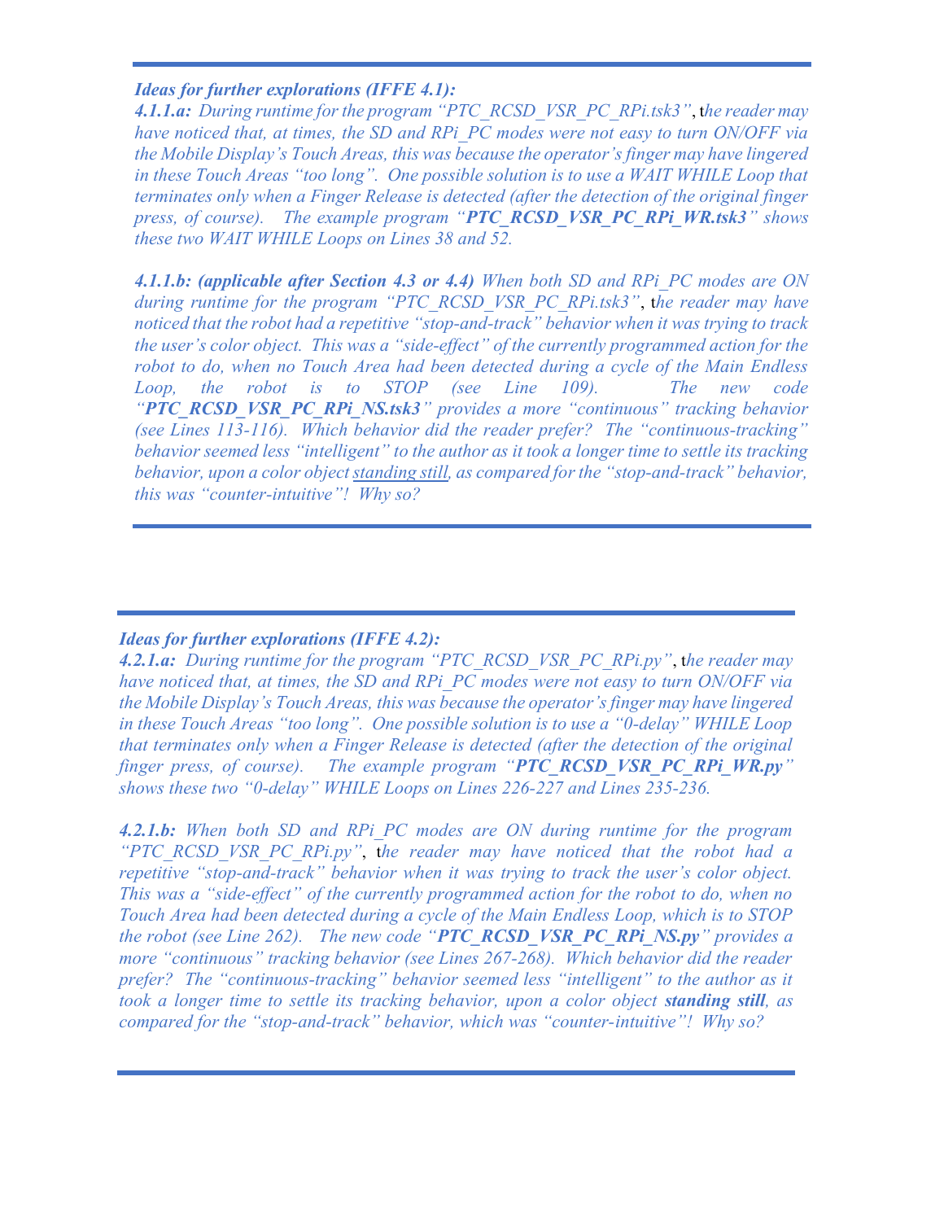***Ideas for further explorations (IFFE 4.1):***

***4.1.1.a:*** *During runtime for the program "PTC_RCSD_VSR_PC_RPi.tsk3", the reader may have noticed that, at times, the SD and RPi_PC modes were not easy to turn ON/OFF via the Mobile Display's Touch Areas, this was because the operator's finger may have lingered in these Touch Areas "too long". One possible solution is to use a WAIT WHILE Loop that terminates only when a Finger Release is detected (after the detection of the original finger press, of course). The example program "**PTC_RCSD_VSR_PC_RPi_WR.tsk3**" shows these two WAIT WHILE Loops on Lines 38 and 52.*

***4.1.1.b: (applicable after Section 4.3 or 4.4)*** *When both SD and RPi_PC modes are ON during runtime for the program "PTC_RCSD_VSR_PC_RPi.tsk3", the reader may have noticed that the robot had a repetitive "stop-and-track" behavior when it was trying to track the user's color object. This was a "side-effect" of the currently programmed action for the robot to do, when no Touch Area had been detected during a cycle of the Main Endless Loop, the robot is to STOP (see Line 109). The new code "**PTC_RCSD_VSR_PC_RPi_NS.tsk3**" provides a more "continuous" tracking behavior (see Lines 113-116). Which behavior did the reader prefer? The "continuous-tracking" behavior seemed less "intelligent" to the author as it took a longer time to settle its tracking behavior, upon a color object <u>standing still</u>, as compared for the "stop-and-track" behavior, this was "counter-intuitive"! Why so?*

***Ideas for further explorations (IFFE 4.2):***

***4.2.1.a:*** *During runtime for the program "PTC_RCSD_VSR_PC_RPi.py", the reader may have noticed that, at times, the SD and RPi_PC modes were not easy to turn ON/OFF via the Mobile Display's Touch Areas, this was because the operator's finger may have lingered in these Touch Areas "too long". One possible solution is to use a "0-delay" WHILE Loop that terminates only when a Finger Release is detected (after the detection of the original finger press, of course). The example program "**PTC_RCSD_VSR_PC_RPi_WR.py**" shows these two "0-delay" WHILE Loops on Lines 226-227 and Lines 235-236.*

***4.2.1.b:*** *When both SD and RPi_PC modes are ON during runtime for the program "PTC_RCSD_VSR_PC_RPi.py", the reader may have noticed that the robot had a repetitive "stop-and-track" behavior when it was trying to track the user's color object. This was a "side-effect" of the currently programmed action for the robot to do, when no Touch Area had been detected during a cycle of the Main Endless Loop, which is to STOP the robot (see Line 262). The new code "**PTC_RCSD_VSR_PC_RPi_NS.py**" provides a more "continuous" tracking behavior (see Lines 267-268). Which behavior did the reader prefer? The "continuous-tracking" behavior seemed less "intelligent" to the author as it took a longer time to settle its tracking behavior, upon a color object **standing still**, as compared for the "stop-and-track" behavior, which was "counter-intuitive"! Why so?*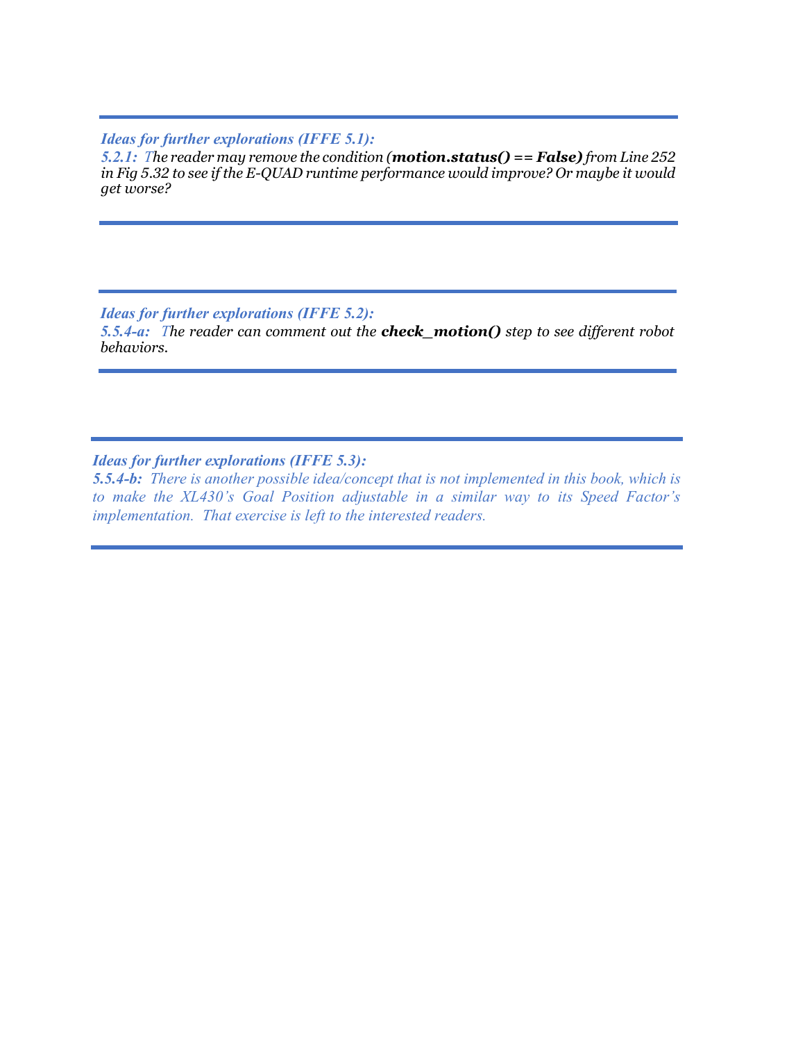---

***Ideas for further explorations (IFFE 5.1):***

***5.2.1:*** *The reader may remove the condition (**motion.status() == False)** from Line 252 in Fig 5.32 to see if the E-QUAD runtime performance would improve? Or maybe it would get worse?*

---

---

***Ideas for further explorations (IFFE 5.2):***

***5.5.4-a:*** *The reader can comment out the **check_motion()** step to see different robot behaviors.*

---

---

***Ideas for further explorations (IFFE 5.3):***

***5.5.4-b:*** *There is another possible idea/concept that is not implemented in this book, which is to make the XL430's Goal Position adjustable in a similar way to its Speed Factor's implementation. That exercise is left to the interested readers.*

---